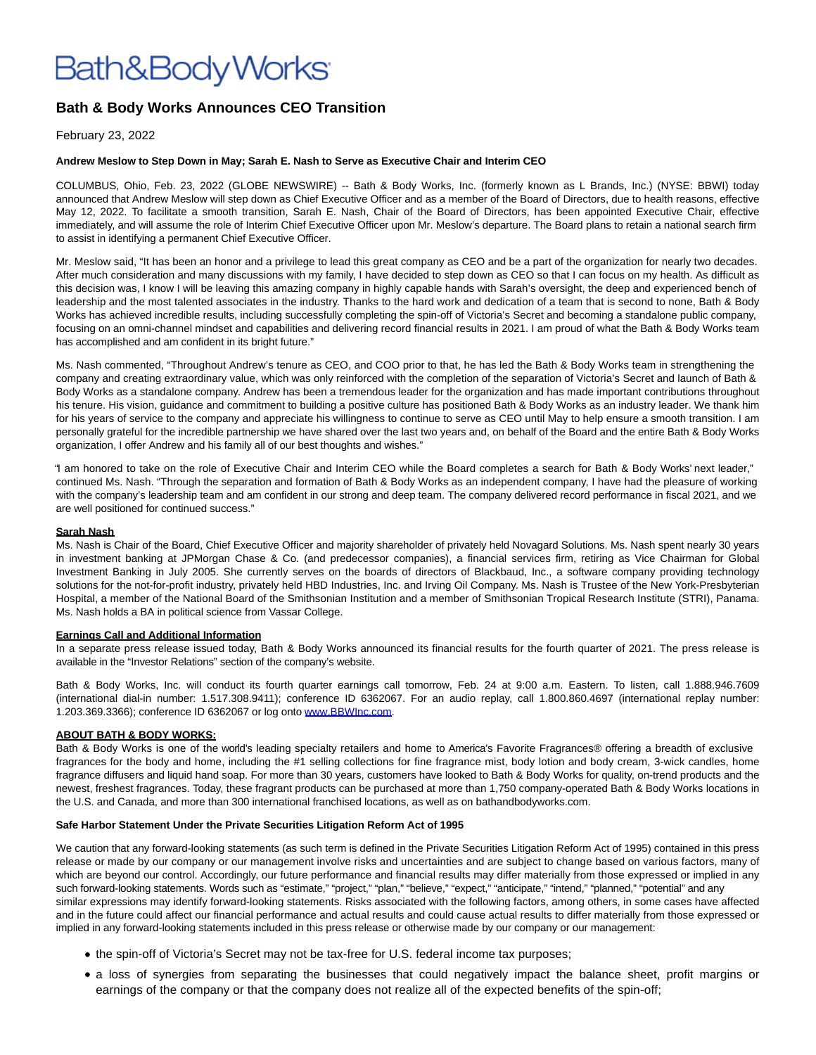Bath&BodyWorks

# Bath & Body Works Announces CEO Transition

February 23, 2022

**Andrew Meslow to Step Down in May; Sarah E. Nash to Serve as Executive Chair and Interim CEO**

COLUMBUS, Ohio, Feb. 23, 2022 (GLOBE NEWSWIRE) -- Bath & Body Works, Inc. (formerly known as L Brands, Inc.) (NYSE: BBWI) today announced that Andrew Meslow will step down as Chief Executive Officer and as a member of the Board of Directors, due to health reasons, effective May 12, 2022. To facilitate a smooth transition, Sarah E. Nash, Chair of the Board of Directors, has been appointed Executive Chair, effective immediately, and will assume the role of Interim Chief Executive Officer upon Mr. Meslow's departure. The Board plans to retain a national search firm to assist in identifying a permanent Chief Executive Officer.

Mr. Meslow said, "It has been an honor and a privilege to lead this great company as CEO and be a part of the organization for nearly two decades. After much consideration and many discussions with my family, I have decided to step down as CEO so that I can focus on my health. As difficult as this decision was, I know I will be leaving this amazing company in highly capable hands with Sarah's oversight, the deep and experienced bench of leadership and the most talented associates in the industry. Thanks to the hard work and dedication of a team that is second to none, Bath & Body Works has achieved incredible results, including successfully completing the spin-off of Victoria's Secret and becoming a standalone public company, focusing on an omni-channel mindset and capabilities and delivering record financial results in 2021. I am proud of what the Bath & Body Works team has accomplished and am confident in its bright future."

Ms. Nash commented, "Throughout Andrew's tenure as CEO, and COO prior to that, he has led the Bath & Body Works team in strengthening the company and creating extraordinary value, which was only reinforced with the completion of the separation of Victoria's Secret and launch of Bath & Body Works as a standalone company. Andrew has been a tremendous leader for the organization and has made important contributions throughout his tenure. His vision, guidance and commitment to building a positive culture has positioned Bath & Body Works as an industry leader. We thank him for his years of service to the company and appreciate his willingness to continue to serve as CEO until May to help ensure a smooth transition. I am personally grateful for the incredible partnership we have shared over the last two years and, on behalf of the Board and the entire Bath & Body Works organization, I offer Andrew and his family all of our best thoughts and wishes."

"I am honored to take on the role of Executive Chair and Interim CEO while the Board completes a search for Bath & Body Works' next leader," continued Ms. Nash. "Through the separation and formation of Bath & Body Works as an independent company, I have had the pleasure of working with the company's leadership team and am confident in our strong and deep team. The company delivered record performance in fiscal 2021, and we are well positioned for continued success."

**Sarah Nash**

Ms. Nash is Chair of the Board, Chief Executive Officer and majority shareholder of privately held Novagard Solutions. Ms. Nash spent nearly 30 years in investment banking at JPMorgan Chase & Co. (and predecessor companies), a financial services firm, retiring as Vice Chairman for Global Investment Banking in July 2005. She currently serves on the boards of directors of Blackbaud, Inc., a software company providing technology solutions for the not-for-profit industry, privately held HBD Industries, Inc. and Irving Oil Company. Ms. Nash is Trustee of the New York-Presbyterian Hospital, a member of the National Board of the Smithsonian Institution and a member of Smithsonian Tropical Research Institute (STRI), Panama. Ms. Nash holds a BA in political science from Vassar College.

**Earnings Call and Additional Information**

In a separate press release issued today, Bath & Body Works announced its financial results for the fourth quarter of 2021. The press release is available in the "Investor Relations" section of the company's website.

Bath & Body Works, Inc. will conduct its fourth quarter earnings call tomorrow, Feb. 24 at 9:00 a.m. Eastern. To listen, call 1.888.946.7609 (international dial-in number: 1.517.308.9411); conference ID 6362067. For an audio replay, call 1.800.860.4697 (international replay number: 1.203.369.3366); conference ID 6362067 or log onto www.BBWInc.com.

**ABOUT BATH & BODY WORKS:**

Bath & Body Works is one of the world's leading specialty retailers and home to America's Favorite Fragrances® offering a breadth of exclusive fragrances for the body and home, including the #1 selling collections for fine fragrance mist, body lotion and body cream, 3-wick candles, home fragrance diffusers and liquid hand soap. For more than 30 years, customers have looked to Bath & Body Works for quality, on-trend products and the newest, freshest fragrances. Today, these fragrant products can be purchased at more than 1,750 company-operated Bath & Body Works locations in the U.S. and Canada, and more than 300 international franchised locations, as well as on bathandbodyworks.com.

**Safe Harbor Statement Under the Private Securities Litigation Reform Act of 1995**

We caution that any forward-looking statements (as such term is defined in the Private Securities Litigation Reform Act of 1995) contained in this press release or made by our company or our management involve risks and uncertainties and are subject to change based on various factors, many of which are beyond our control. Accordingly, our future performance and financial results may differ materially from those expressed or implied in any such forward-looking statements. Words such as "estimate," "project," "plan," "believe," "expect," "anticipate," "intend," "planned," "potential" and any similar expressions may identify forward-looking statements. Risks associated with the following factors, among others, in some cases have affected and in the future could affect our financial performance and actual results and could cause actual results to differ materially from those expressed or implied in any forward-looking statements included in this press release or otherwise made by our company or our management:

- the spin-off of Victoria's Secret may not be tax-free for U.S. federal income tax purposes;
- a loss of synergies from separating the businesses that could negatively impact the balance sheet, profit margins or earnings of the company or that the company does not realize all of the expected benefits of the spin-off;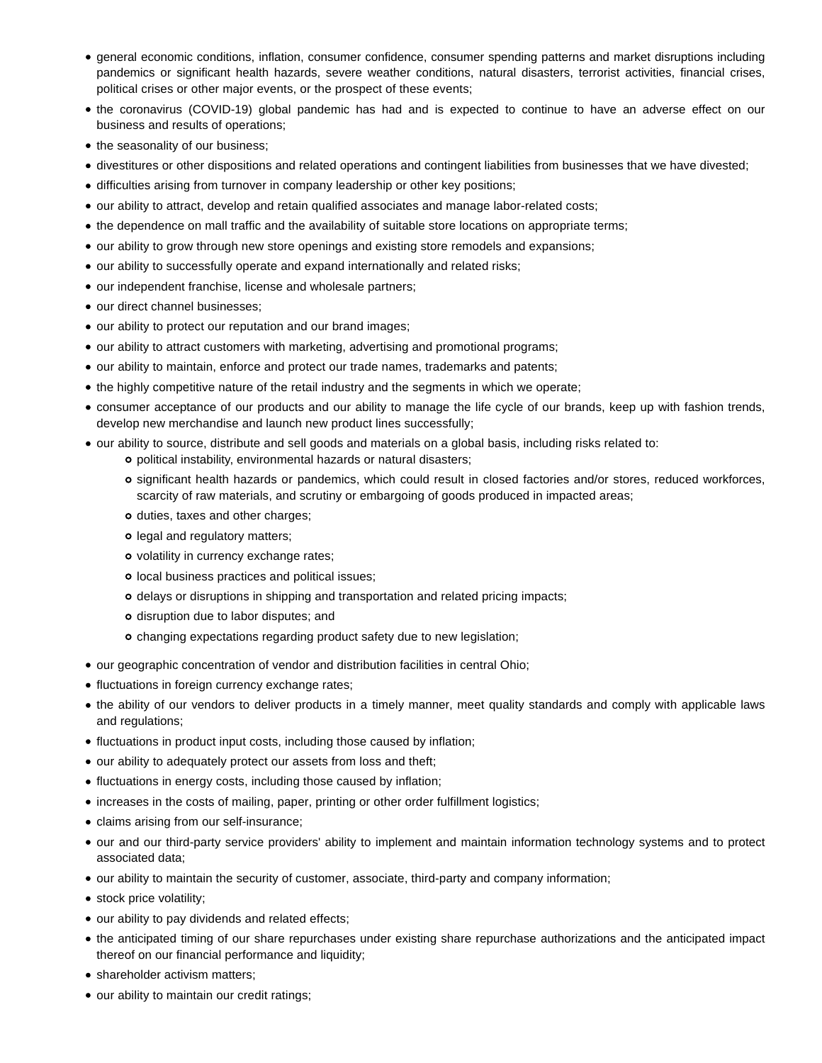- general economic conditions, inflation, consumer confidence, consumer spending patterns and market disruptions including pandemics or significant health hazards, severe weather conditions, natural disasters, terrorist activities, financial crises, political crises or other major events, or the prospect of these events;
- the coronavirus (COVID-19) global pandemic has had and is expected to continue to have an adverse effect on our business and results of operations;
- the seasonality of our business;
- divestitures or other dispositions and related operations and contingent liabilities from businesses that we have divested;
- difficulties arising from turnover in company leadership or other key positions;
- our ability to attract, develop and retain qualified associates and manage labor-related costs;
- the dependence on mall traffic and the availability of suitable store locations on appropriate terms;
- our ability to grow through new store openings and existing store remodels and expansions;
- our ability to successfully operate and expand internationally and related risks;
- our independent franchise, license and wholesale partners;
- our direct channel businesses;
- our ability to protect our reputation and our brand images;
- our ability to attract customers with marketing, advertising and promotional programs;
- our ability to maintain, enforce and protect our trade names, trademarks and patents;
- the highly competitive nature of the retail industry and the segments in which we operate;
- consumer acceptance of our products and our ability to manage the life cycle of our brands, keep up with fashion trends, develop new merchandise and launch new product lines successfully;
- our ability to source, distribute and sell goods and materials on a global basis, including risks related to:
  - political instability, environmental hazards or natural disasters;
  - significant health hazards or pandemics, which could result in closed factories and/or stores, reduced workforces, scarcity of raw materials, and scrutiny or embargoing of goods produced in impacted areas;
  - duties, taxes and other charges;
  - legal and regulatory matters;
  - volatility in currency exchange rates;
  - local business practices and political issues;
  - delays or disruptions in shipping and transportation and related pricing impacts;
  - disruption due to labor disputes; and
  - changing expectations regarding product safety due to new legislation;
- our geographic concentration of vendor and distribution facilities in central Ohio;
- fluctuations in foreign currency exchange rates;
- the ability of our vendors to deliver products in a timely manner, meet quality standards and comply with applicable laws and regulations;
- fluctuations in product input costs, including those caused by inflation;
- our ability to adequately protect our assets from loss and theft;
- fluctuations in energy costs, including those caused by inflation;
- increases in the costs of mailing, paper, printing or other order fulfillment logistics;
- claims arising from our self-insurance;
- our and our third-party service providers' ability to implement and maintain information technology systems and to protect associated data;
- our ability to maintain the security of customer, associate, third-party and company information;
- stock price volatility;
- our ability to pay dividends and related effects;
- the anticipated timing of our share repurchases under existing share repurchase authorizations and the anticipated impact thereof on our financial performance and liquidity;
- shareholder activism matters;
- our ability to maintain our credit ratings;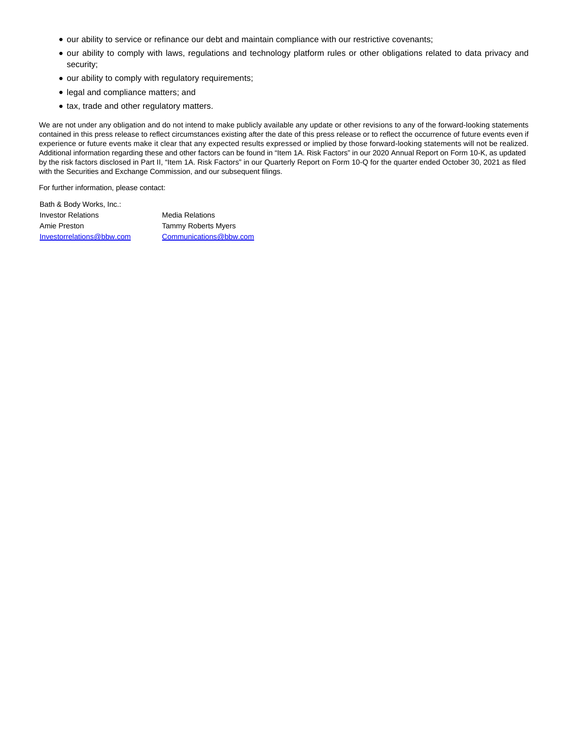- our ability to service or refinance our debt and maintain compliance with our restrictive covenants;
- our ability to comply with laws, regulations and technology platform rules or other obligations related to data privacy and security;
- our ability to comply with regulatory requirements;
- legal and compliance matters; and
- tax, trade and other regulatory matters.

We are not under any obligation and do not intend to make publicly available any update or other revisions to any of the forward-looking statements contained in this press release to reflect circumstances existing after the date of this press release or to reflect the occurrence of future events even if experience or future events make it clear that any expected results expressed or implied by those forward-looking statements will not be realized. Additional information regarding these and other factors can be found in "Item 1A. Risk Factors" in our 2020 Annual Report on Form 10-K, as updated by the risk factors disclosed in Part II, "Item 1A. Risk Factors" in our Quarterly Report on Form 10-Q for the quarter ended October 30, 2021 as filed with the Securities and Exchange Commission, and our subsequent filings.

For further information, please contact:

Bath & Body Works, Inc.:

| | |
|---|---|
| Investor Relations | Media Relations |
| Amie Preston | Tammy Roberts Myers |
| Investorrelations@bbw.com | Communications@bbw.com |